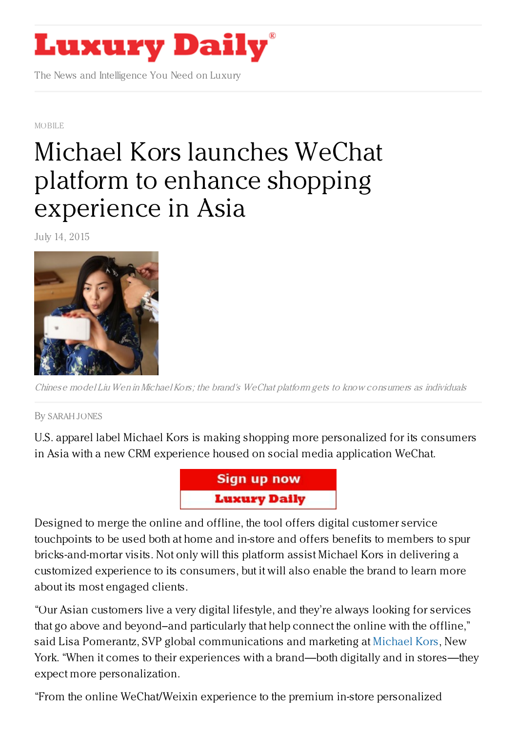# Luxury Daily

The News and Intelligence You Need on Luxury

MOBILE

# Michael Kors launches WeChat platform to enhance shopping experience in Asia

July 14, 2015

*Chinese model Liu Wen in Michael Kors; the brand's WeChat platform gets to know consumers as individuals*

By SARAH JONES

U.S. apparel label Michael Kors is making shopping more personalized for its consumers in Asia with a new CRM experience housed on social media application WeChat.

Designed to merge the online and offline, the tool offers digital customer service touchpoints to be used both at home and in-store and offers benefits to members to spur bricks-and-mortar visits. Not only will this platform assist Michael Kors in delivering a customized experience to its consumers, but it will also enable the brand to learn more about its most engaged clients.

"Our Asian customers live a very digital lifestyle, and they're always looking for services that go above and beyond–and particularly that help connect the online with the offline," said Lisa Pomerantz, SVP global communications and marketing at Michael Kors, New York. "When it comes to their experiences with a brand—both digitally and in stores—they expect more personalization.

"From the online WeChat/Weixin experience to the premium in-store personalized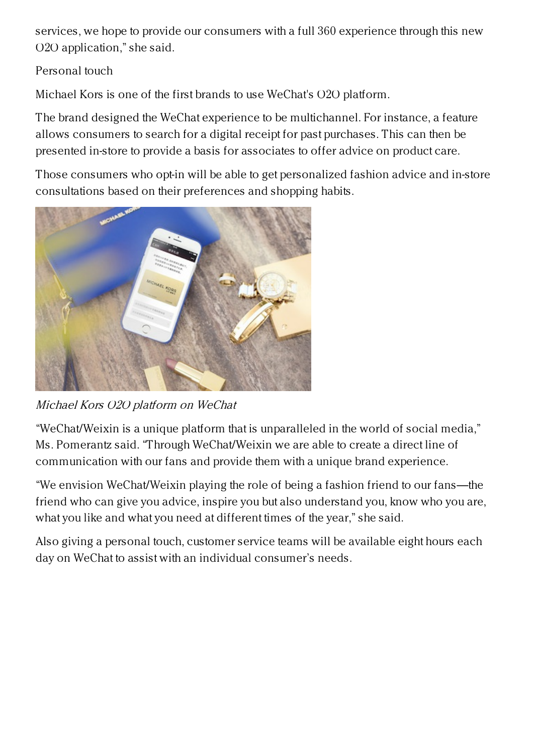services, we hope to provide our consumers with a full 360 experience through this new O2O application," she said.

## Personal touch

Michael Kors is one of the first brands to use WeChat's O2O platform.

The brand designed the WeChat experience to be multichannel. For instance, a feature allows consumers to search for a digital receipt for past purchases. This can then be presented in-store to provide a basis for associates to offer advice on product care.

Those consumers who opt-in will be able to get personalized fashion advice and in-store consultations based on their preferences and shopping habits.

*Michael Kors O2O platform on WeChat*

"WeChat/Weixin is a unique platform that is unparalleled in the world of social media," Ms. Pomerantz said. "Through WeChat/Weixin we are able to create a direct line of communication with our fans and provide them with a unique brand experience.

"We envision WeChat/Weixin playing the role of being a fashion friend to our fans—the friend who can give you advice, inspire you but also understand you, know who you are, what you like and what you need at different times of the year," she said.

Also giving a personal touch, customer service teams will be available eight hours each day on WeChat to assist with an individual consumer's needs.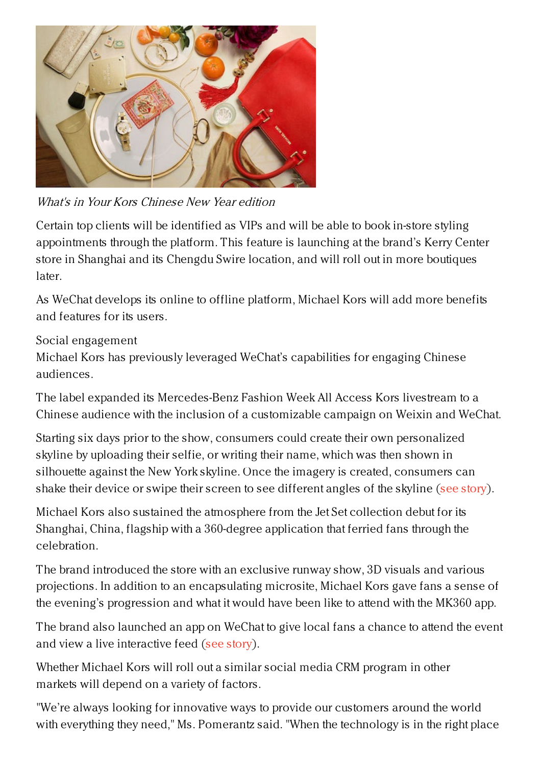*What's in Your Kors Chinese New Year edition*

Certain top clients will be identified as VIPs and will be able to book in-store styling appointments through the platform. This feature is launching at the brand's Kerry Center store in Shanghai and its Chengdu Swire location, and will roll out in more boutiques later.

As WeChat develops its online to offline platform, Michael Kors will add more benefits and features for its users.

Social engagement

Michael Kors has previously leveraged WeChat's capabilities for engaging Chinese audiences.

The label expanded its Mercedes-Benz Fashion Week All Access Kors livestream to a Chinese audience with the inclusion of a customizable campaign on Weixin and WeChat.

Starting six days prior to the show, consumers could create their own personalized skyline by uploading their selfie, or writing their name, which was then shown in silhouette against the New York skyline. Once the imagery is created, consumers can shake their device or swipe their screen to see different angles of the skyline (see story).

Michael Kors also sustained the atmosphere from the Jet Set collection debut for its Shanghai, China, flagship with a 360-degree application that ferried fans through the celebration.

The brand introduced the store with an exclusive runway show, 3D visuals and various projections. In addition to an encapsulating microsite, Michael Kors gave fans a sense of the evening's progression and what it would have been like to attend with the MK360 app.

The brand also launched an app on WeChat to give local fans a chance to attend the event and view a live interactive feed (see story).

Whether Michael Kors will roll out a similar social media CRM program in other markets will depend on a variety of factors.

"We're always looking for innovative ways to provide our customers around the world with everything they need," Ms. Pomerantz said. "When the technology is in the right place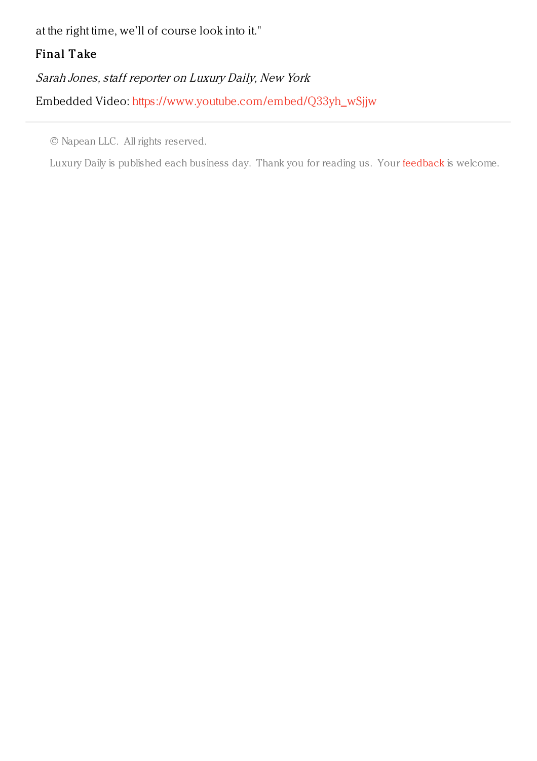at the right time, we'll of course look into it."

**Final Take**

*Sarah Jones, staff reporter on Luxury Daily, New York*

Embedded Video: https://www.youtube.com/embed/Q33yh_wSjjw

© Napean LLC. All rights reserved.

Luxury Daily is published each business day. Thank you for reading us. Your feedback is welcome.